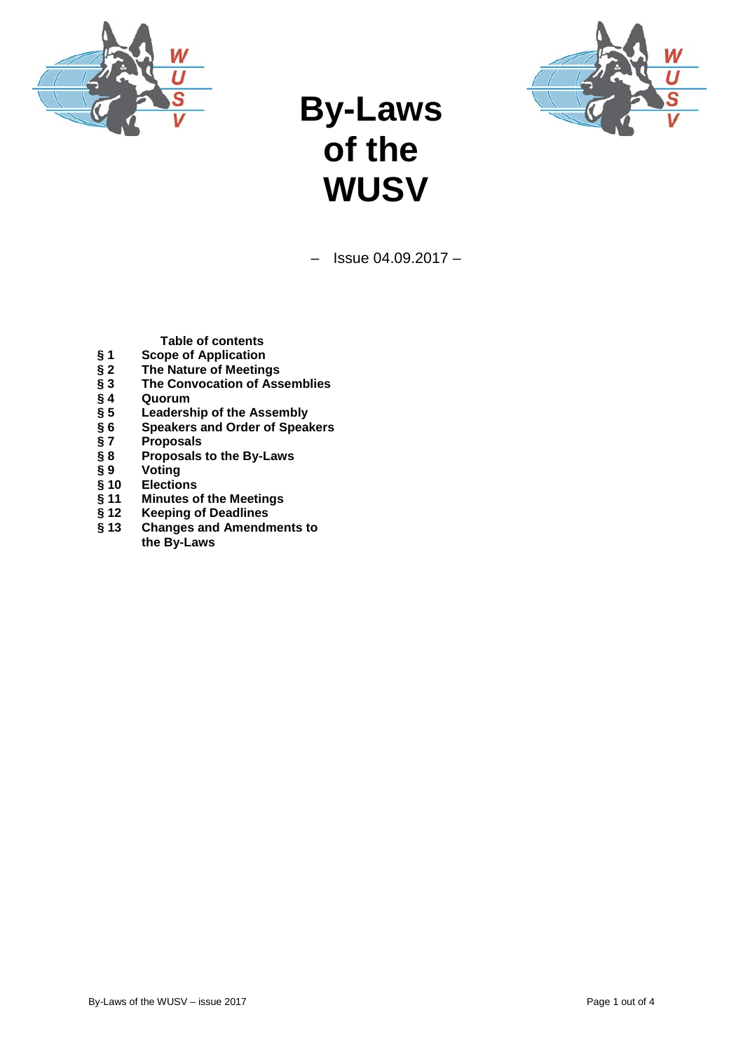# By-Laws of the WUSV

– Issue 04.09.2017 –

**Table of contents**

| | |
|---|---|
| **§ 1** | **Scope of Application** |
| **§ 2** | **The Nature of Meetings** |
| **§ 3** | **The Convocation of Assemblies** |
| **§ 4** | **Quorum** |
| **§ 5** | **Leadership of the Assembly** |
| **§ 6** | **Speakers and Order of Speakers** |
| **§ 7** | **Proposals** |
| **§ 8** | **Proposals to the By-Laws** |
| **§ 9** | **Voting** |
| **§ 10** | **Elections** |
| **§ 11** | **Minutes of the Meetings** |
| **§ 12** | **Keeping of Deadlines** |
| **§ 13** | **Changes and Amendments to the By-Laws** |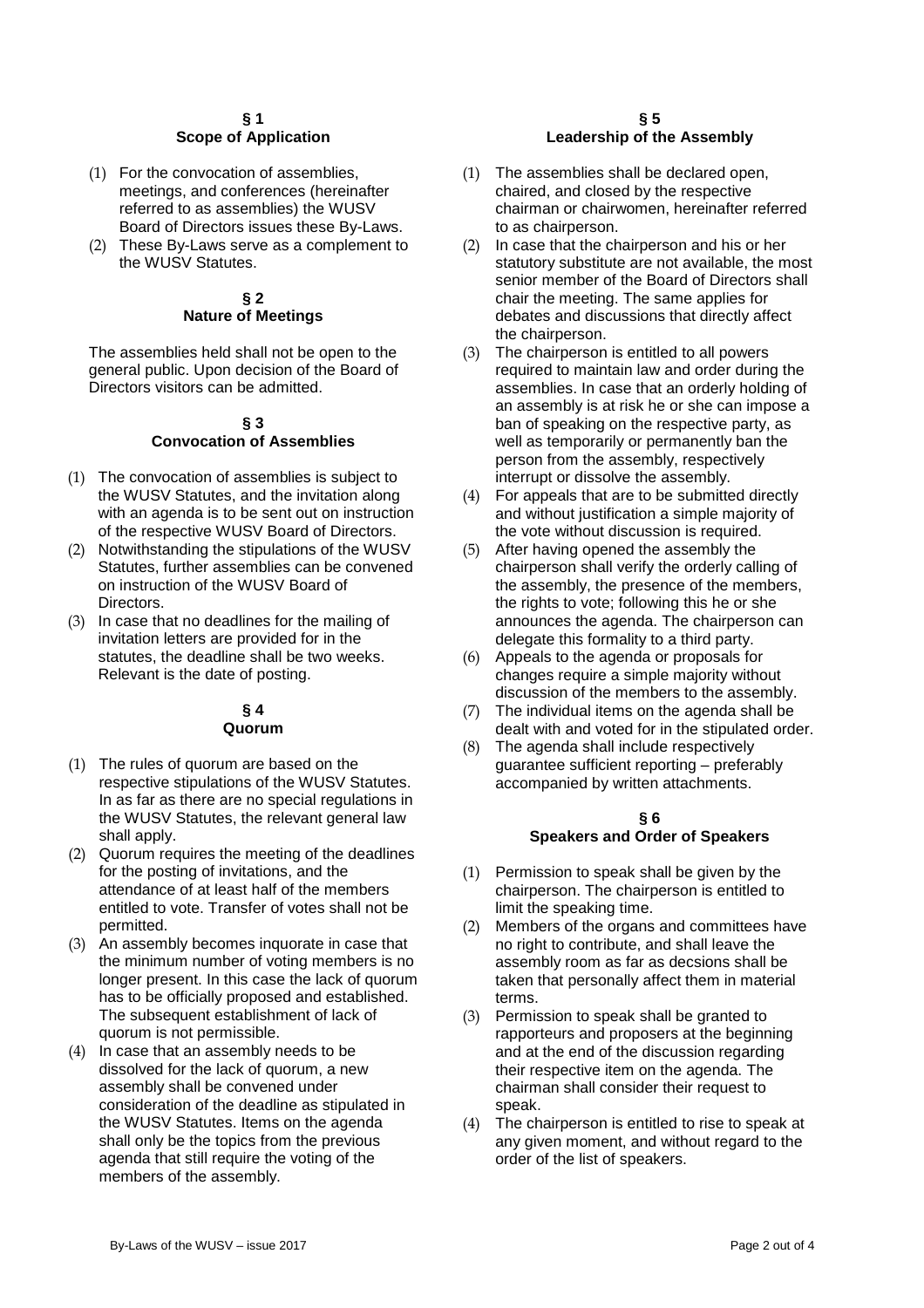## § 1
## Scope of Application

(1) For the convocation of assemblies, meetings, and conferences (hereinafter referred to as assemblies) the WUSV Board of Directors issues these By-Laws.

(2) These By-Laws serve as a complement to the WUSV Statutes.

## § 2
## Nature of Meetings

The assemblies held shall not be open to the general public. Upon decision of the Board of Directors visitors can be admitted.

## § 3
## Convocation of Assemblies

(1) The convocation of assemblies is subject to the WUSV Statutes, and the invitation along with an agenda is to be sent out on instruction of the respective WUSV Board of Directors.

(2) Notwithstanding the stipulations of the WUSV Statutes, further assemblies can be convened on instruction of the WUSV Board of Directors.

(3) In case that no deadlines for the mailing of invitation letters are provided for in the statutes, the deadline shall be two weeks. Relevant is the date of posting.

## § 4
## Quorum

(1) The rules of quorum are based on the respective stipulations of the WUSV Statutes. In as far as there are no special regulations in the WUSV Statutes, the relevant general law shall apply.

(2) Quorum requires the meeting of the deadlines for the posting of invitations, and the attendance of at least half of the members entitled to vote. Transfer of votes shall not be permitted.

(3) An assembly becomes inquorate in case that the minimum number of voting members is no longer present. In this case the lack of quorum has to be officially proposed and established. The subsequent establishment of lack of quorum is not permissible.

(4) In case that an assembly needs to be dissolved for the lack of quorum, a new assembly shall be convened under consideration of the deadline as stipulated in the WUSV Statutes. Items on the agenda shall only be the topics from the previous agenda that still require the voting of the members of the assembly.

## § 5
## Leadership of the Assembly

(1) The assemblies shall be declared open, chaired, and closed by the respective chairman or chairwomen, hereinafter referred to as chairperson.

(2) In case that the chairperson and his or her statutory substitute are not available, the most senior member of the Board of Directors shall chair the meeting. The same applies for debates and discussions that directly affect the chairperson.

(3) The chairperson is entitled to all powers required to maintain law and order during the assemblies. In case that an orderly holding of an assembly is at risk he or she can impose a ban of speaking on the respective party, as well as temporarily or permanently ban the person from the assembly, respectively interrupt or dissolve the assembly.

(4) For appeals that are to be submitted directly and without justification a simple majority of the vote without discussion is required.

(5) After having opened the assembly the chairperson shall verify the orderly calling of the assembly, the presence of the members, the rights to vote; following this he or she announces the agenda. The chairperson can delegate this formality to a third party.

(6) Appeals to the agenda or proposals for changes require a simple majority without discussion of the members to the assembly.

(7) The individual items on the agenda shall be dealt with and voted for in the stipulated order.

(8) The agenda shall include respectively guarantee sufficient reporting – preferably accompanied by written attachments.

## § 6
## Speakers and Order of Speakers

(1) Permission to speak shall be given by the chairperson. The chairperson is entitled to limit the speaking time.

(2) Members of the organs and committees have no right to contribute, and shall leave the assembly room as far as decsions shall be taken that personally affect them in material terms.

(3) Permission to speak shall be granted to rapporteurs and proposers at the beginning and at the end of the discussion regarding their respective item on the agenda. The chairman shall consider their request to speak.

(4) The chairperson is entitled to rise to speak at any given moment, and without regard to the order of the list of speakers.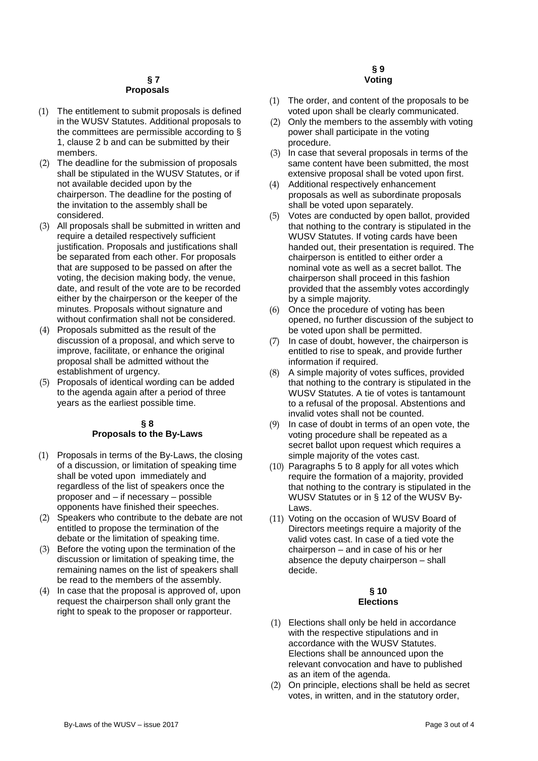## § 7
## Proposals

(1) The entitlement to submit proposals is defined in the WUSV Statutes. Additional proposals to the committees are permissible according to § 1, clause 2 b and can be submitted by their members.

(2) The deadline for the submission of proposals shall be stipulated in the WUSV Statutes, or if not available decided upon by the chairperson. The deadline for the posting of the invitation to the assembly shall be considered.

(3) All proposals shall be submitted in written and require a detailed respectively sufficient justification. Proposals and justifications shall be separated from each other. For proposals that are supposed to be passed on after the voting, the decision making body, the venue, date, and result of the vote are to be recorded either by the chairperson or the keeper of the minutes. Proposals without signature and without confirmation shall not be considered.

(4) Proposals submitted as the result of the discussion of a proposal, and which serve to improve, facilitate, or enhance the original proposal shall be admitted without the establishment of urgency.

(5) Proposals of identical wording can be added to the agenda again after a period of three years as the earliest possible time.

## § 8
## Proposals to the By-Laws

(1) Proposals in terms of the By-Laws, the closing of a discussion, or limitation of speaking time shall be voted upon immediately and regardless of the list of speakers once the proposer and – if necessary – possible opponents have finished their speeches.

(2) Speakers who contribute to the debate are not entitled to propose the termination of the debate or the limitation of speaking time.

(3) Before the voting upon the termination of the discussion or limitation of speaking time, the remaining names on the list of speakers shall be read to the members of the assembly.

(4) In case that the proposal is approved of, upon request the chairperson shall only grant the right to speak to the proposer or rapporteur.

## § 9
## Voting

(1) The order, and content of the proposals to be voted upon shall be clearly communicated.

(2) Only the members to the assembly with voting power shall participate in the voting procedure.

(3) In case that several proposals in terms of the same content have been submitted, the most extensive proposal shall be voted upon first.

(4) Additional respectively enhancement proposals as well as subordinate proposals shall be voted upon separately.

(5) Votes are conducted by open ballot, provided that nothing to the contrary is stipulated in the WUSV Statutes. If voting cards have been handed out, their presentation is required. The chairperson is entitled to either order a nominal vote as well as a secret ballot. The chairperson shall proceed in this fashion provided that the assembly votes accordingly by a simple majority.

(6) Once the procedure of voting has been opened, no further discussion of the subject to be voted upon shall be permitted.

(7) In case of doubt, however, the chairperson is entitled to rise to speak, and provide further information if required.

(8) A simple majority of votes suffices, provided that nothing to the contrary is stipulated in the WUSV Statutes. A tie of votes is tantamount to a refusal of the proposal. Abstentions and invalid votes shall not be counted.

(9) In case of doubt in terms of an open vote, the voting procedure shall be repeated as a secret ballot upon request which requires a simple majority of the votes cast.

(10) Paragraphs 5 to 8 apply for all votes which require the formation of a majority, provided that nothing to the contrary is stipulated in the WUSV Statutes or in § 12 of the WUSV By-Laws.

(11) Voting on the occasion of WUSV Board of Directors meetings require a majority of the valid votes cast. In case of a tied vote the chairperson – and in case of his or her absence the deputy chairperson – shall decide.

## § 10
## Elections

(1) Elections shall only be held in accordance with the respective stipulations and in accordance with the WUSV Statutes. Elections shall be announced upon the relevant convocation and have to published as an item of the agenda.

(2) On principle, elections shall be held as secret votes, in written, and in the statutory order,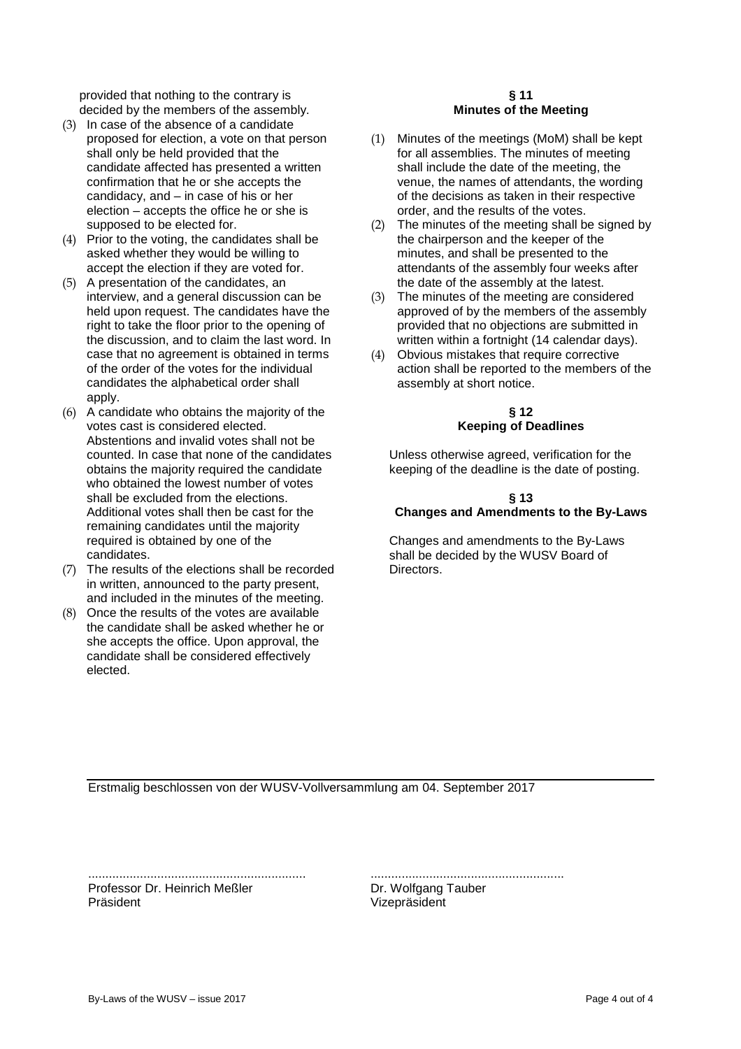provided that nothing to the contrary is decided by the members of the assembly.

(3) In case of the absence of a candidate proposed for election, a vote on that person shall only be held provided that the candidate affected has presented a written confirmation that he or she accepts the candidacy, and – in case of his or her election – accepts the office he or she is supposed to be elected for.
(4) Prior to the voting, the candidates shall be asked whether they would be willing to accept the election if they are voted for.
(5) A presentation of the candidates, an interview, and a general discussion can be held upon request. The candidates have the right to take the floor prior to the opening of the discussion, and to claim the last word. In case that no agreement is obtained in terms of the order of the votes for the individual candidates the alphabetical order shall apply.
(6) A candidate who obtains the majority of the votes cast is considered elected. Abstentions and invalid votes shall not be counted. In case that none of the candidates obtains the majority required the candidate who obtained the lowest number of votes shall be excluded from the elections. Additional votes shall then be cast for the remaining candidates until the majority required is obtained by one of the candidates.
(7) The results of the elections shall be recorded in written, announced to the party present, and included in the minutes of the meeting.
(8) Once the results of the votes are available the candidate shall be asked whether he or she accepts the office. Upon approval, the candidate shall be considered effectively elected.

## § 11
## Minutes of the Meeting

(1) Minutes of the meetings (MoM) shall be kept for all assemblies. The minutes of meeting shall include the date of the meeting, the venue, the names of attendants, the wording of the decisions as taken in their respective order, and the results of the votes.
(2) The minutes of the meeting shall be signed by the chairperson and the keeper of the minutes, and shall be presented to the attendants of the assembly four weeks after the date of the assembly at the latest.
(3) The minutes of the meeting are considered approved of by the members of the assembly provided that no objections are submitted in written within a fortnight (14 calendar days).
(4) Obvious mistakes that require corrective action shall be reported to the members of the assembly at short notice.

## § 12
## Keeping of Deadlines

Unless otherwise agreed, verification for the keeping of the deadline is the date of posting.

## § 13
## Changes and Amendments to the By-Laws

Changes and amendments to the By-Laws shall be decided by the WUSV Board of Directors.

---

Erstmalig beschlossen von der WUSV-Vollversammlung am 04. September 2017

..............................................................
Professor Dr. Heinrich Meßler
Präsident

.......................................................
Dr. Wolfgang Tauber
Vizepräsident